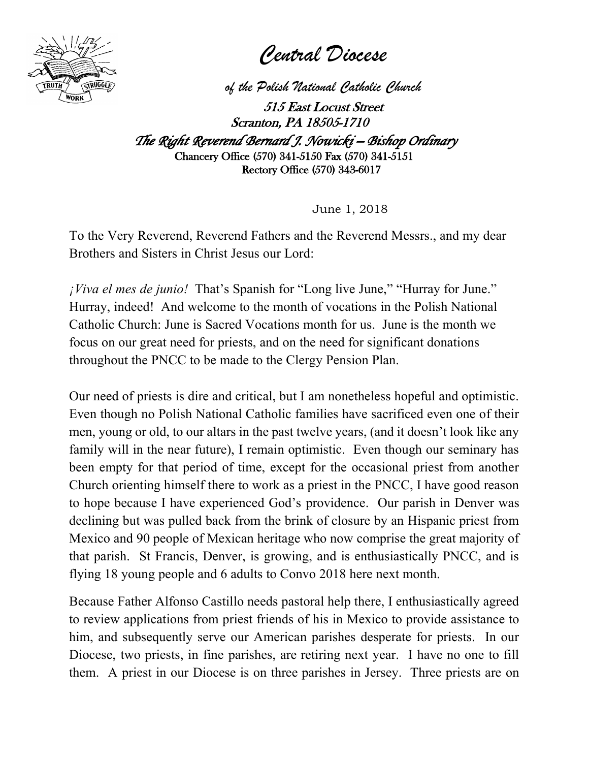# *Central Diocese*

### *of the Polish National Catholic Church*

*515 East Locust Street*
*Scranton, PA 18505-1710*

***The Right Reverend Bernard J. Nowicki – Bishop Ordinary***

**Chancery Office (570) 341-5150 Fax (570) 341-5151**
**Rectory Office (570) 343-6017**

June 1, 2018

To the Very Reverend, Reverend Fathers and the Reverend Messrs., and my dear Brothers and Sisters in Christ Jesus our Lord:

*¡Viva el mes de junio!* That's Spanish for "Long live June," "Hurray for June." Hurray, indeed! And welcome to the month of vocations in the Polish National Catholic Church: June is Sacred Vocations month for us. June is the month we focus on our great need for priests, and on the need for significant donations throughout the PNCC to be made to the Clergy Pension Plan.

Our need of priests is dire and critical, but I am nonetheless hopeful and optimistic. Even though no Polish National Catholic families have sacrificed even one of their men, young or old, to our altars in the past twelve years, (and it doesn't look like any family will in the near future), I remain optimistic. Even though our seminary has been empty for that period of time, except for the occasional priest from another Church orienting himself there to work as a priest in the PNCC, I have good reason to hope because I have experienced God's providence. Our parish in Denver was declining but was pulled back from the brink of closure by an Hispanic priest from Mexico and 90 people of Mexican heritage who now comprise the great majority of that parish. St Francis, Denver, is growing, and is enthusiastically PNCC, and is flying 18 young people and 6 adults to Convo 2018 here next month.

Because Father Alfonso Castillo needs pastoral help there, I enthusiastically agreed to review applications from priest friends of his in Mexico to provide assistance to him, and subsequently serve our American parishes desperate for priests. In our Diocese, two priests, in fine parishes, are retiring next year. I have no one to fill them. A priest in our Diocese is on three parishes in Jersey. Three priests are on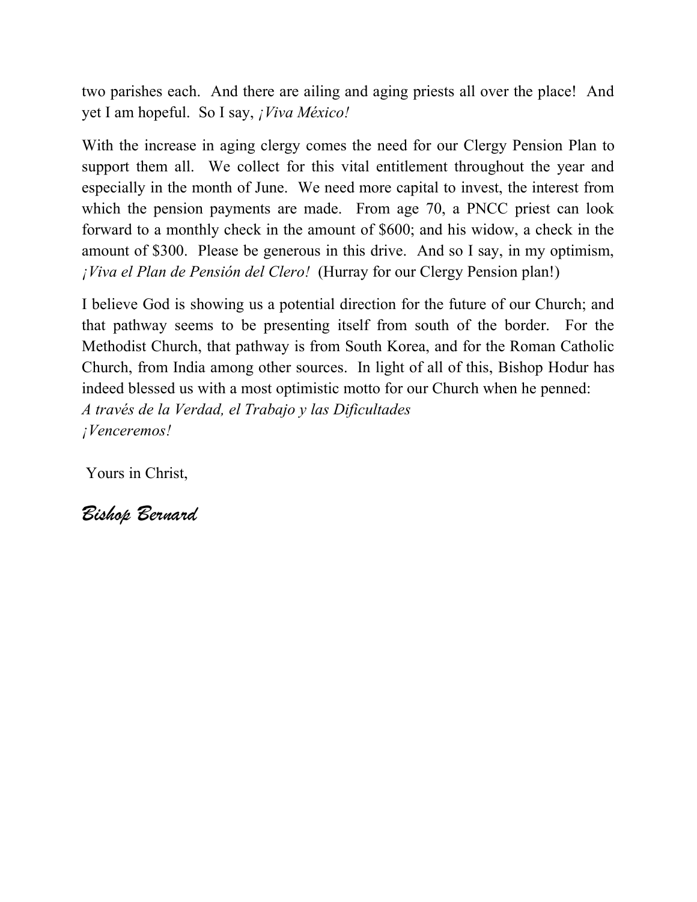two parishes each. And there are ailing and aging priests all over the place! And yet I am hopeful. So I say, *¡Viva México!*

With the increase in aging clergy comes the need for our Clergy Pension Plan to support them all. We collect for this vital entitlement throughout the year and especially in the month of June. We need more capital to invest, the interest from which the pension payments are made. From age 70, a PNCC priest can look forward to a monthly check in the amount of $600; and his widow, a check in the amount of $300. Please be generous in this drive. And so I say, in my optimism, *¡Viva el Plan de Pensión del Clero!* (Hurray for our Clergy Pension plan!)

I believe God is showing us a potential direction for the future of our Church; and that pathway seems to be presenting itself from south of the border. For the Methodist Church, that pathway is from South Korea, and for the Roman Catholic Church, from India among other sources. In light of all of this, Bishop Hodur has indeed blessed us with a most optimistic motto for our Church when he penned:
*A través de la Verdad, el Trabajo y las Dificultades*
*¡Venceremos!*

Yours in Christ,

*Bishop Bernard*